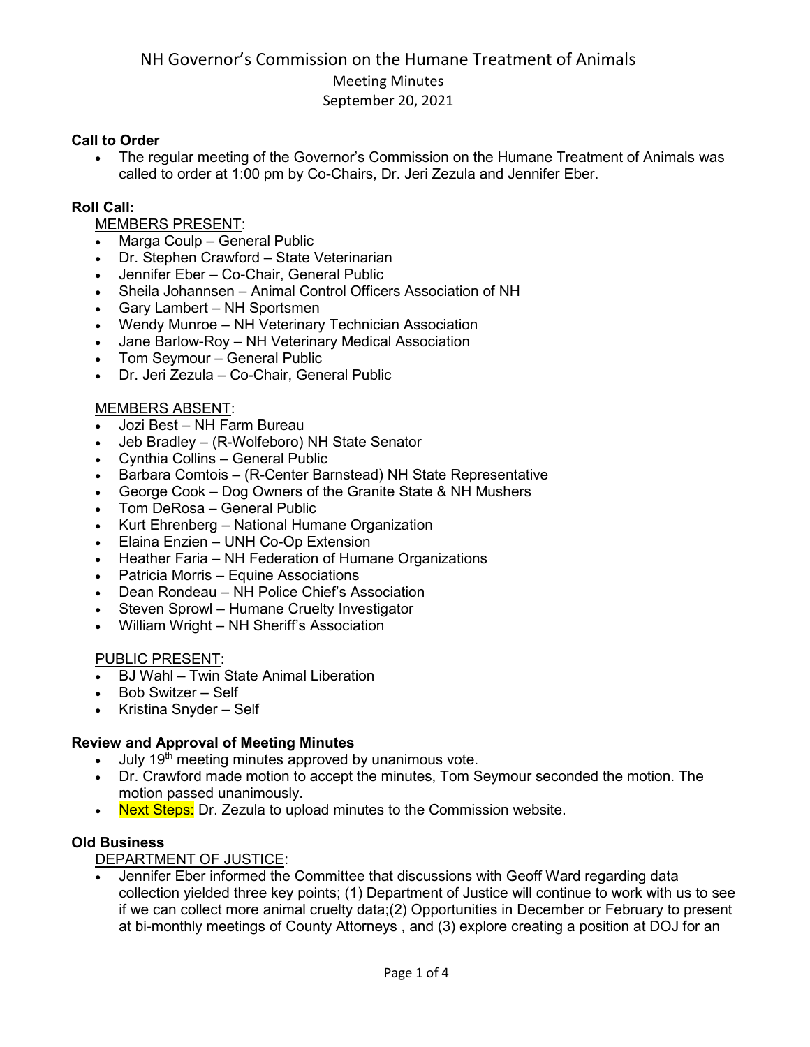# NH Governor's Commission on the Humane Treatment of Animals

Meeting Minutes

September 20, 2021

**Call to Order**

- The regular meeting of the Governor's Commission on the Humane Treatment of Animals was called to order at 1:00 pm by Co-Chairs, Dr. Jeri Zezula and Jennifer Eber.

**Roll Call:**

MEMBERS PRESENT:

- Marga Coulp – General Public
- Dr. Stephen Crawford – State Veterinarian
- Jennifer Eber – Co-Chair, General Public
- Sheila Johannsen – Animal Control Officers Association of NH
- Gary Lambert – NH Sportsmen
- Wendy Munroe – NH Veterinary Technician Association
- Jane Barlow-Roy – NH Veterinary Medical Association
- Tom Seymour – General Public
- Dr. Jeri Zezula – Co-Chair, General Public

MEMBERS ABSENT:

- Jozi Best – NH Farm Bureau
- Jeb Bradley – (R-Wolfeboro) NH State Senator
- Cynthia Collins – General Public
- Barbara Comtois – (R-Center Barnstead) NH State Representative
- George Cook – Dog Owners of the Granite State & NH Mushers
- Tom DeRosa – General Public
- Kurt Ehrenberg – National Humane Organization
- Elaina Enzien – UNH Co-Op Extension
- Heather Faria – NH Federation of Humane Organizations
- Patricia Morris – Equine Associations
- Dean Rondeau – NH Police Chief's Association
- Steven Sprowl – Humane Cruelty Investigator
- William Wright – NH Sheriff's Association

PUBLIC PRESENT:

- BJ Wahl – Twin State Animal Liberation
- Bob Switzer – Self
- Kristina Snyder – Self

**Review and Approval of Meeting Minutes**

- July 19th meeting minutes approved by unanimous vote.
- Dr. Crawford made motion to accept the minutes, Tom Seymour seconded the motion. The motion passed unanimously.
- Next Steps: Dr. Zezula to upload minutes to the Commission website.

**Old Business**

DEPARTMENT OF JUSTICE:

- Jennifer Eber informed the Committee that discussions with Geoff Ward regarding data collection yielded three key points; (1) Department of Justice will continue to work with us to see if we can collect more animal cruelty data;(2) Opportunities in December or February to present at bi-monthly meetings of County Attorneys , and (3) explore creating a position at DOJ for an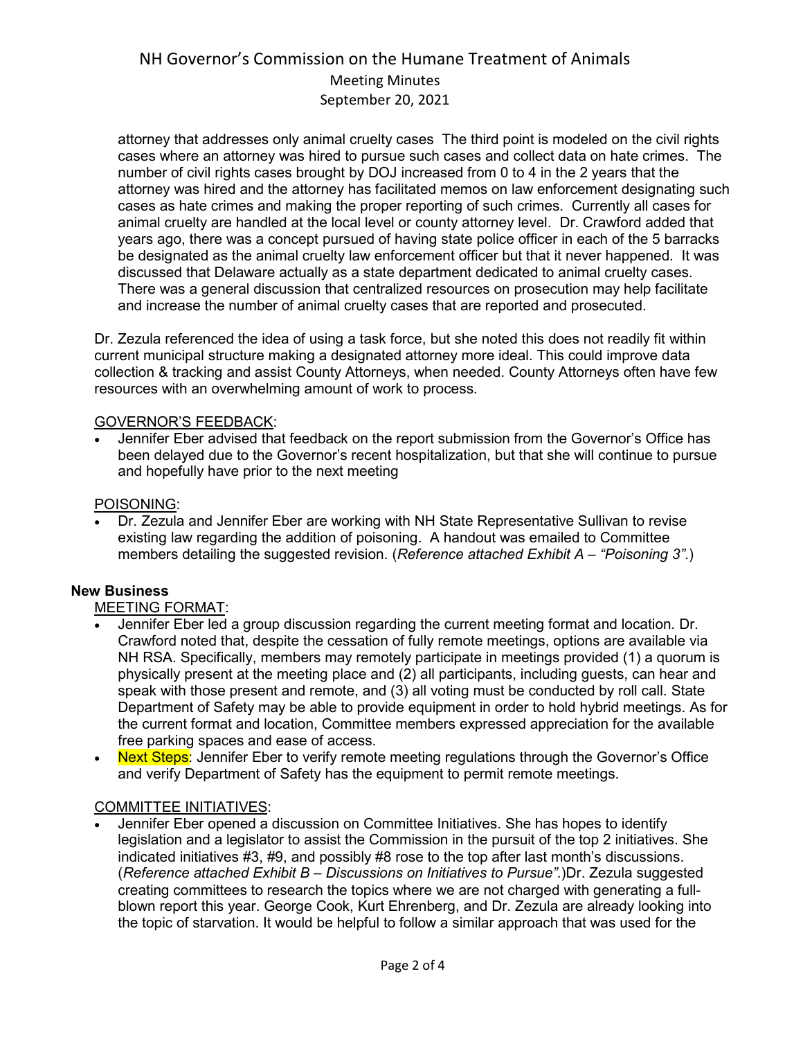attorney that addresses only animal cruelty cases The third point is modeled on the civil rights cases where an attorney was hired to pursue such cases and collect data on hate crimes. The number of civil rights cases brought by DOJ increased from 0 to 4 in the 2 years that the attorney was hired and the attorney has facilitated memos on law enforcement designating such cases as hate crimes and making the proper reporting of such crimes. Currently all cases for animal cruelty are handled at the local level or county attorney level. Dr. Crawford added that years ago, there was a concept pursued of having state police officer in each of the 5 barracks be designated as the animal cruelty law enforcement officer but that it never happened. It was discussed that Delaware actually as a state department dedicated to animal cruelty cases. There was a general discussion that centralized resources on prosecution may help facilitate and increase the number of animal cruelty cases that are reported and prosecuted.

Dr. Zezula referenced the idea of using a task force, but she noted this does not readily fit within current municipal structure making a designated attorney more ideal. This could improve data collection & tracking and assist County Attorneys, when needed. County Attorneys often have few resources with an overwhelming amount of work to process.

GOVERNOR'S FEEDBACK:

- Jennifer Eber advised that feedback on the report submission from the Governor's Office has been delayed due to the Governor's recent hospitalization, but that she will continue to pursue and hopefully have prior to the next meeting

POISONING:

- Dr. Zezula and Jennifer Eber are working with NH State Representative Sullivan to revise existing law regarding the addition of poisoning. A handout was emailed to Committee members detailing the suggested revision. (*Reference attached Exhibit A – "Poisoning 3".*)

**New Business**

MEETING FORMAT:

- Jennifer Eber led a group discussion regarding the current meeting format and location. Dr. Crawford noted that, despite the cessation of fully remote meetings, options are available via NH RSA. Specifically, members may remotely participate in meetings provided (1) a quorum is physically present at the meeting place and (2) all participants, including guests, can hear and speak with those present and remote, and (3) all voting must be conducted by roll call. State Department of Safety may be able to provide equipment in order to hold hybrid meetings. As for the current format and location, Committee members expressed appreciation for the available free parking spaces and ease of access.
- Next Steps: Jennifer Eber to verify remote meeting regulations through the Governor's Office and verify Department of Safety has the equipment to permit remote meetings.

COMMITTEE INITIATIVES:

- Jennifer Eber opened a discussion on Committee Initiatives. She has hopes to identify legislation and a legislator to assist the Commission in the pursuit of the top 2 initiatives. She indicated initiatives #3, #9, and possibly #8 rose to the top after last month's discussions. (*Reference attached Exhibit B – Discussions on Initiatives to Pursue".*)Dr. Zezula suggested creating committees to research the topics where we are not charged with generating a full-blown report this year. George Cook, Kurt Ehrenberg, and Dr. Zezula are already looking into the topic of starvation. It would be helpful to follow a similar approach that was used for the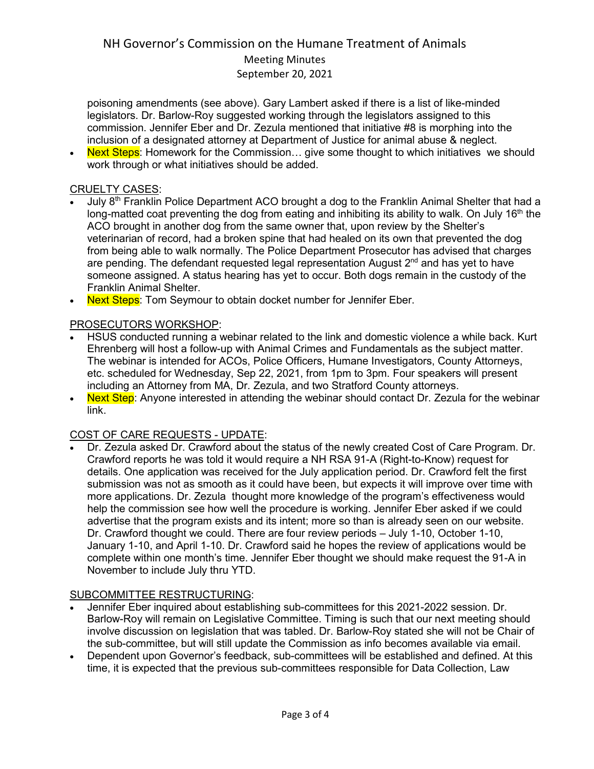poisoning amendments (see above). Gary Lambert asked if there is a list of like-minded legislators. Dr. Barlow-Roy suggested working through the legislators assigned to this commission. Jennifer Eber and Dr. Zezula mentioned that initiative #8 is morphing into the inclusion of a designated attorney at Department of Justice for animal abuse & neglect.

- Next Steps: Homework for the Commission… give some thought to which initiatives we should work through or what initiatives should be added.

CRUELTY CASES:

- July 8th Franklin Police Department ACO brought a dog to the Franklin Animal Shelter that had a long-matted coat preventing the dog from eating and inhibiting its ability to walk. On July 16th the ACO brought in another dog from the same owner that, upon review by the Shelter's veterinarian of record, had a broken spine that had healed on its own that prevented the dog from being able to walk normally. The Police Department Prosecutor has advised that charges are pending. The defendant requested legal representation August 2nd and has yet to have someone assigned. A status hearing has yet to occur. Both dogs remain in the custody of the Franklin Animal Shelter.
- Next Steps: Tom Seymour to obtain docket number for Jennifer Eber.

PROSECUTORS WORKSHOP:

- HSUS conducted running a webinar related to the link and domestic violence a while back. Kurt Ehrenberg will host a follow-up with Animal Crimes and Fundamentals as the subject matter. The webinar is intended for ACOs, Police Officers, Humane Investigators, County Attorneys, etc. scheduled for Wednesday, Sep 22, 2021, from 1pm to 3pm. Four speakers will present including an Attorney from MA, Dr. Zezula, and two Stratford County attorneys.
- Next Step: Anyone interested in attending the webinar should contact Dr. Zezula for the webinar link.

COST OF CARE REQUESTS - UPDATE:

- Dr. Zezula asked Dr. Crawford about the status of the newly created Cost of Care Program. Dr. Crawford reports he was told it would require a NH RSA 91-A (Right-to-Know) request for details. One application was received for the July application period. Dr. Crawford felt the first submission was not as smooth as it could have been, but expects it will improve over time with more applications. Dr. Zezula thought more knowledge of the program's effectiveness would help the commission see how well the procedure is working. Jennifer Eber asked if we could advertise that the program exists and its intent; more so than is already seen on our website. Dr. Crawford thought we could. There are four review periods – July 1-10, October 1-10, January 1-10, and April 1-10. Dr. Crawford said he hopes the review of applications would be complete within one month's time. Jennifer Eber thought we should make request the 91-A in November to include July thru YTD.

SUBCOMMITTEE RESTRUCTURING:

- Jennifer Eber inquired about establishing sub-committees for this 2021-2022 session. Dr. Barlow-Roy will remain on Legislative Committee. Timing is such that our next meeting should involve discussion on legislation that was tabled. Dr. Barlow-Roy stated she will not be Chair of the sub-committee, but will still update the Commission as info becomes available via email.
- Dependent upon Governor's feedback, sub-committees will be established and defined. At this time, it is expected that the previous sub-committees responsible for Data Collection, Law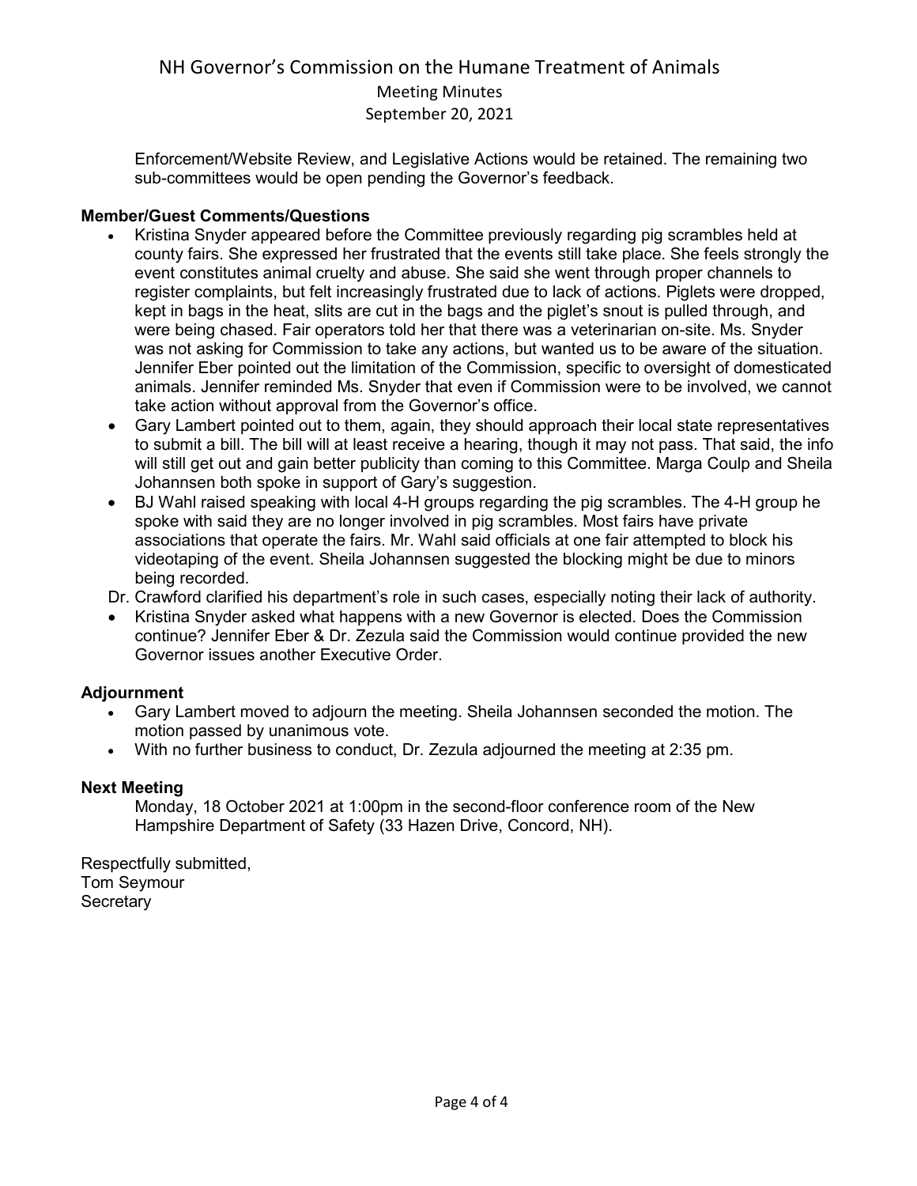Enforcement/Website Review, and Legislative Actions would be retained. The remaining two sub-committees would be open pending the Governor's feedback.

**Member/Guest Comments/Questions**

- Kristina Snyder appeared before the Committee previously regarding pig scrambles held at county fairs. She expressed her frustrated that the events still take place. She feels strongly the event constitutes animal cruelty and abuse. She said she went through proper channels to register complaints, but felt increasingly frustrated due to lack of actions. Piglets were dropped, kept in bags in the heat, slits are cut in the bags and the piglet's snout is pulled through, and were being chased. Fair operators told her that there was a veterinarian on-site. Ms. Snyder was not asking for Commission to take any actions, but wanted us to be aware of the situation. Jennifer Eber pointed out the limitation of the Commission, specific to oversight of domesticated animals. Jennifer reminded Ms. Snyder that even if Commission were to be involved, we cannot take action without approval from the Governor's office.
- Gary Lambert pointed out to them, again, they should approach their local state representatives to submit a bill. The bill will at least receive a hearing, though it may not pass. That said, the info will still get out and gain better publicity than coming to this Committee. Marga Coulp and Sheila Johannsen both spoke in support of Gary's suggestion.
- BJ Wahl raised speaking with local 4-H groups regarding the pig scrambles. The 4-H group he spoke with said they are no longer involved in pig scrambles. Most fairs have private associations that operate the fairs. Mr. Wahl said officials at one fair attempted to block his videotaping of the event. Sheila Johannsen suggested the blocking might be due to minors being recorded.

Dr. Crawford clarified his department's role in such cases, especially noting their lack of authority.

- Kristina Snyder asked what happens with a new Governor is elected. Does the Commission continue? Jennifer Eber & Dr. Zezula said the Commission would continue provided the new Governor issues another Executive Order.

**Adjournment**

- Gary Lambert moved to adjourn the meeting. Sheila Johannsen seconded the motion. The motion passed by unanimous vote.
- With no further business to conduct, Dr. Zezula adjourned the meeting at 2:35 pm.

**Next Meeting**

Monday, 18 October 2021 at 1:00pm in the second-floor conference room of the New Hampshire Department of Safety (33 Hazen Drive, Concord, NH).

Respectfully submitted,
Tom Seymour
Secretary